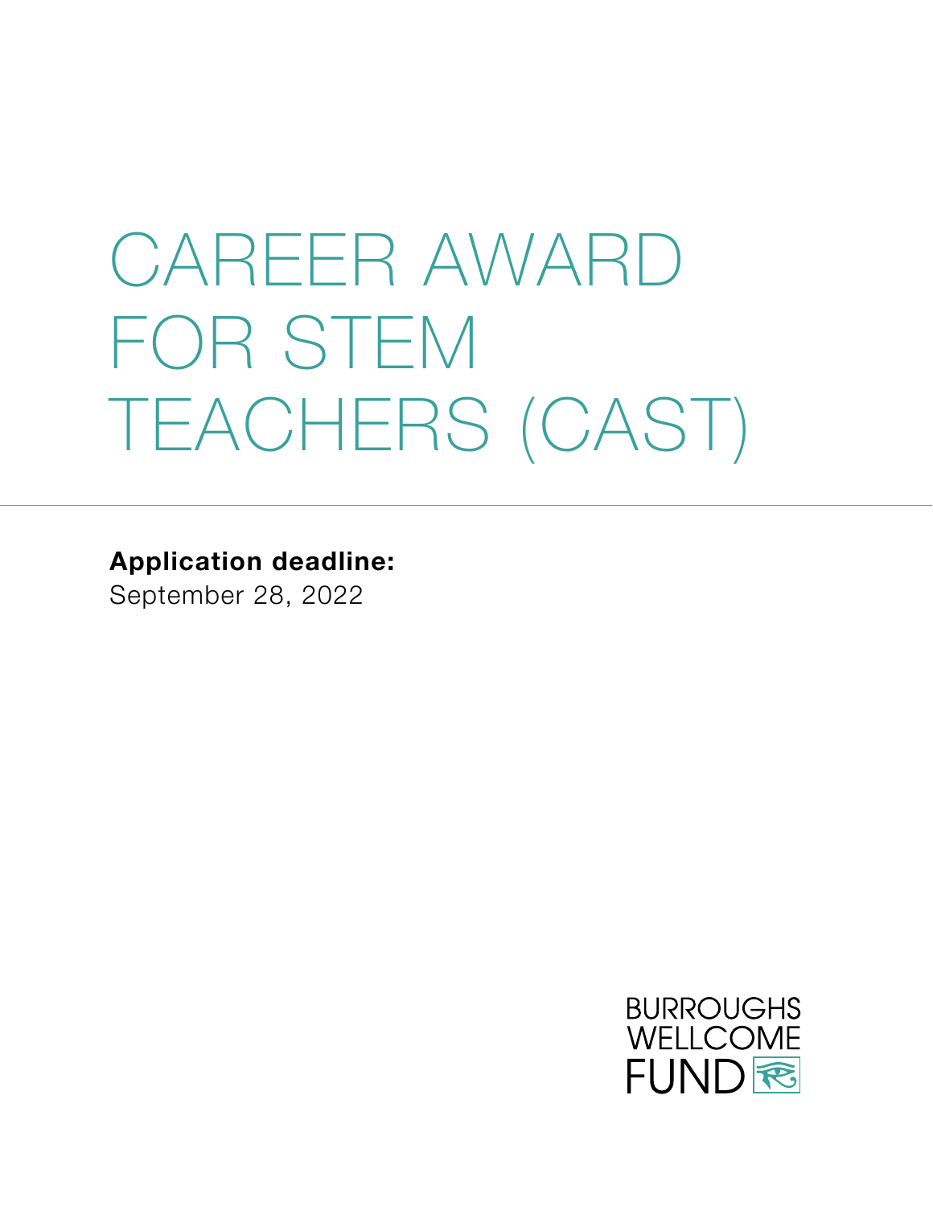# CAREER AWARD FOR STEM TEACHERS (CAST)

**Application deadline:**
September 28, 2022

BURROUGHS WELLCOME FUND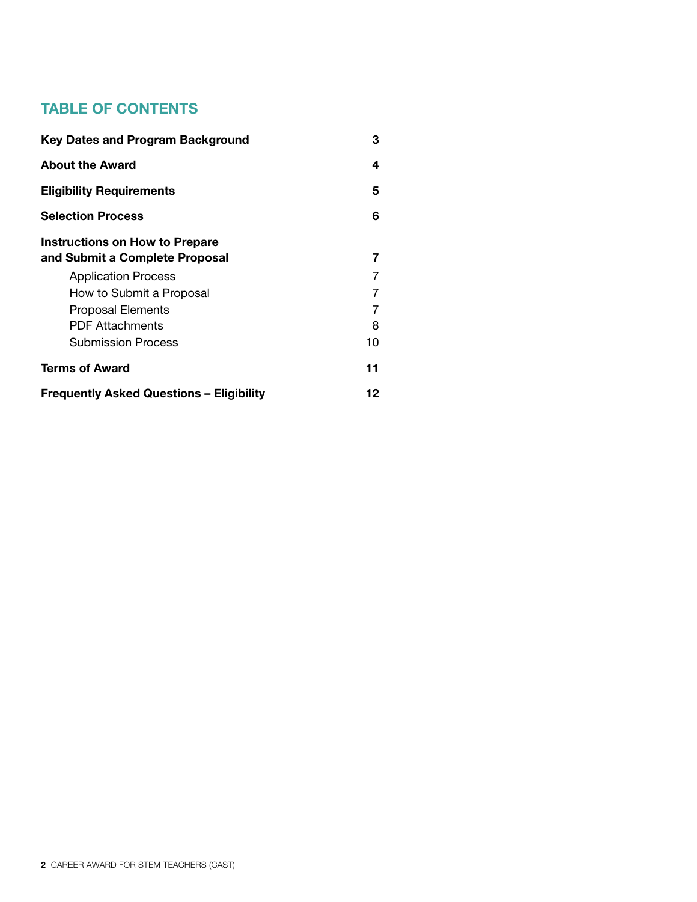## TABLE OF CONTENTS

| | |
|---|---|
| **Key Dates and Program Background** | **3** |
| **About the Award** | **4** |
| **Eligibility Requirements** | **5** |
| **Selection Process** | **6** |
| **Instructions on How to Prepare and Submit a Complete Proposal** | **7** |
| Application Process | 7 |
| How to Submit a Proposal | 7 |
| Proposal Elements | 7 |
| PDF Attachments | 8 |
| Submission Process | 10 |
| **Terms of Award** | **11** |
| **Frequently Asked Questions – Eligibility** | **12** |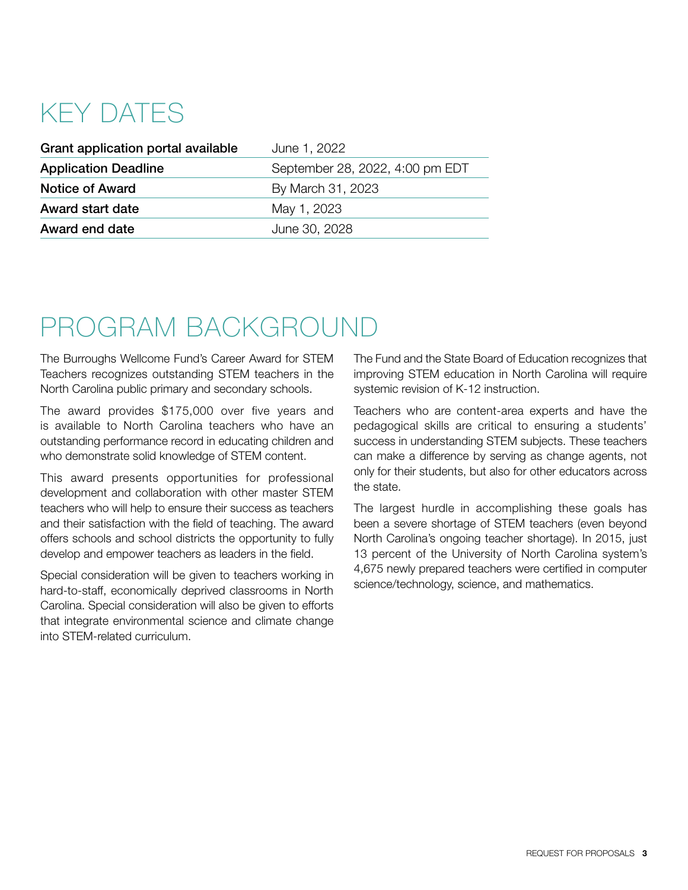# KEY DATES

| | |
|---|---|
| **Grant application portal available** | June 1, 2022 |
| **Application Deadline** | September 28, 2022, 4:00 pm EDT |
| **Notice of Award** | By March 31, 2023 |
| **Award start date** | May 1, 2023 |
| **Award end date** | June 30, 2028 |

# PROGRAM BACKGROUND

The Burroughs Wellcome Fund's Career Award for STEM Teachers recognizes outstanding STEM teachers in the North Carolina public primary and secondary schools.

The award provides $175,000 over five years and is available to North Carolina teachers who have an outstanding performance record in educating children and who demonstrate solid knowledge of STEM content.

This award presents opportunities for professional development and collaboration with other master STEM teachers who will help to ensure their success as teachers and their satisfaction with the field of teaching. The award offers schools and school districts the opportunity to fully develop and empower teachers as leaders in the field.

Special consideration will be given to teachers working in hard-to-staff, economically deprived classrooms in North Carolina. Special consideration will also be given to efforts that integrate environmental science and climate change into STEM-related curriculum.

The Fund and the State Board of Education recognizes that improving STEM education in North Carolina will require systemic revision of K-12 instruction.

Teachers who are content-area experts and have the pedagogical skills are critical to ensuring a students' success in understanding STEM subjects. These teachers can make a difference by serving as change agents, not only for their students, but also for other educators across the state.

The largest hurdle in accomplishing these goals has been a severe shortage of STEM teachers (even beyond North Carolina's ongoing teacher shortage). In 2015, just 13 percent of the University of North Carolina system's 4,675 newly prepared teachers were certified in computer science/technology, science, and mathematics.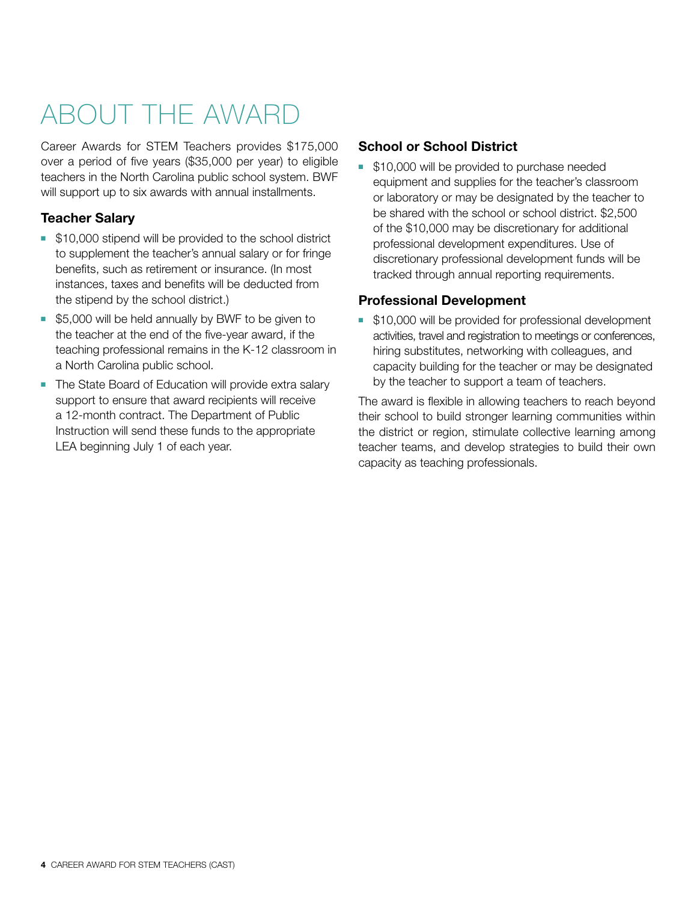# ABOUT THE AWARD

Career Awards for STEM Teachers provides $175,000 over a period of five years ($35,000 per year) to eligible teachers in the North Carolina public school system. BWF will support up to six awards with annual installments.

## Teacher Salary

- $10,000 stipend will be provided to the school district to supplement the teacher's annual salary or for fringe benefits, such as retirement or insurance. (In most instances, taxes and benefits will be deducted from the stipend by the school district.)
- $5,000 will be held annually by BWF to be given to the teacher at the end of the five-year award, if the teaching professional remains in the K-12 classroom in a North Carolina public school.
- The State Board of Education will provide extra salary support to ensure that award recipients will receive a 12-month contract. The Department of Public Instruction will send these funds to the appropriate LEA beginning July 1 of each year.

## School or School District

- $10,000 will be provided to purchase needed equipment and supplies for the teacher's classroom or laboratory or may be designated by the teacher to be shared with the school or school district. $2,500 of the $10,000 may be discretionary for additional professional development expenditures. Use of discretionary professional development funds will be tracked through annual reporting requirements.

## Professional Development

- $10,000 will be provided for professional development activities, travel and registration to meetings or conferences, hiring substitutes, networking with colleagues, and capacity building for the teacher or may be designated by the teacher to support a team of teachers.

The award is flexible in allowing teachers to reach beyond their school to build stronger learning communities within the district or region, stimulate collective learning among teacher teams, and develop strategies to build their own capacity as teaching professionals.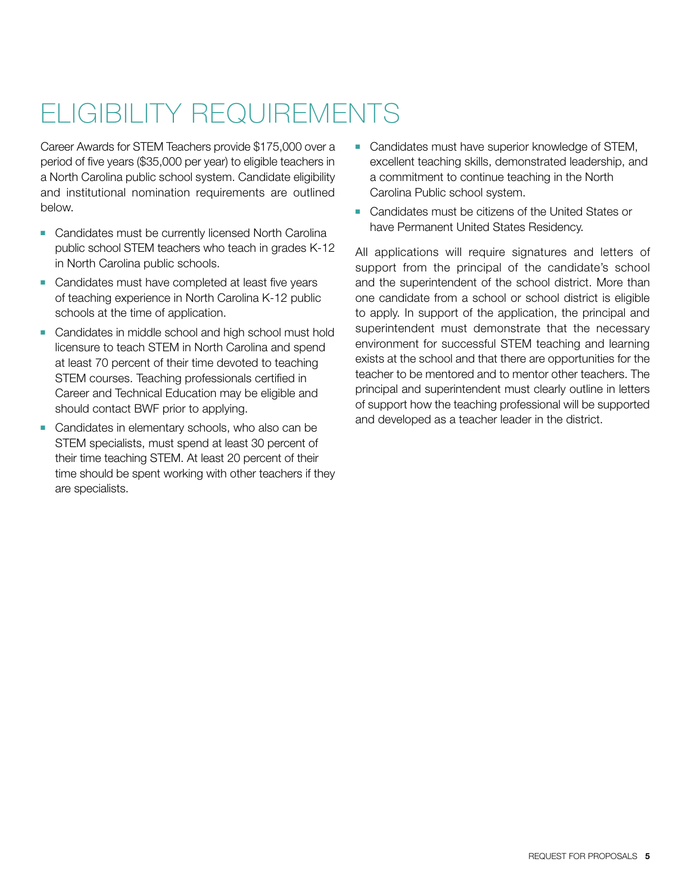# ELIGIBILITY REQUIREMENTS

Career Awards for STEM Teachers provide $175,000 over a period of five years ($35,000 per year) to eligible teachers in a North Carolina public school system. Candidate eligibility and institutional nomination requirements are outlined below.

- Candidates must be currently licensed North Carolina public school STEM teachers who teach in grades K-12 in North Carolina public schools.
- Candidates must have completed at least five years of teaching experience in North Carolina K-12 public schools at the time of application.
- Candidates in middle school and high school must hold licensure to teach STEM in North Carolina and spend at least 70 percent of their time devoted to teaching STEM courses. Teaching professionals certified in Career and Technical Education may be eligible and should contact BWF prior to applying.
- Candidates in elementary schools, who also can be STEM specialists, must spend at least 30 percent of their time teaching STEM. At least 20 percent of their time should be spent working with other teachers if they are specialists.
- Candidates must have superior knowledge of STEM, excellent teaching skills, demonstrated leadership, and a commitment to continue teaching in the North Carolina Public school system.
- Candidates must be citizens of the United States or have Permanent United States Residency.

All applications will require signatures and letters of support from the principal of the candidate's school and the superintendent of the school district. More than one candidate from a school or school district is eligible to apply. In support of the application, the principal and superintendent must demonstrate that the necessary environment for successful STEM teaching and learning exists at the school and that there are opportunities for the teacher to be mentored and to mentor other teachers. The principal and superintendent must clearly outline in letters of support how the teaching professional will be supported and developed as a teacher leader in the district.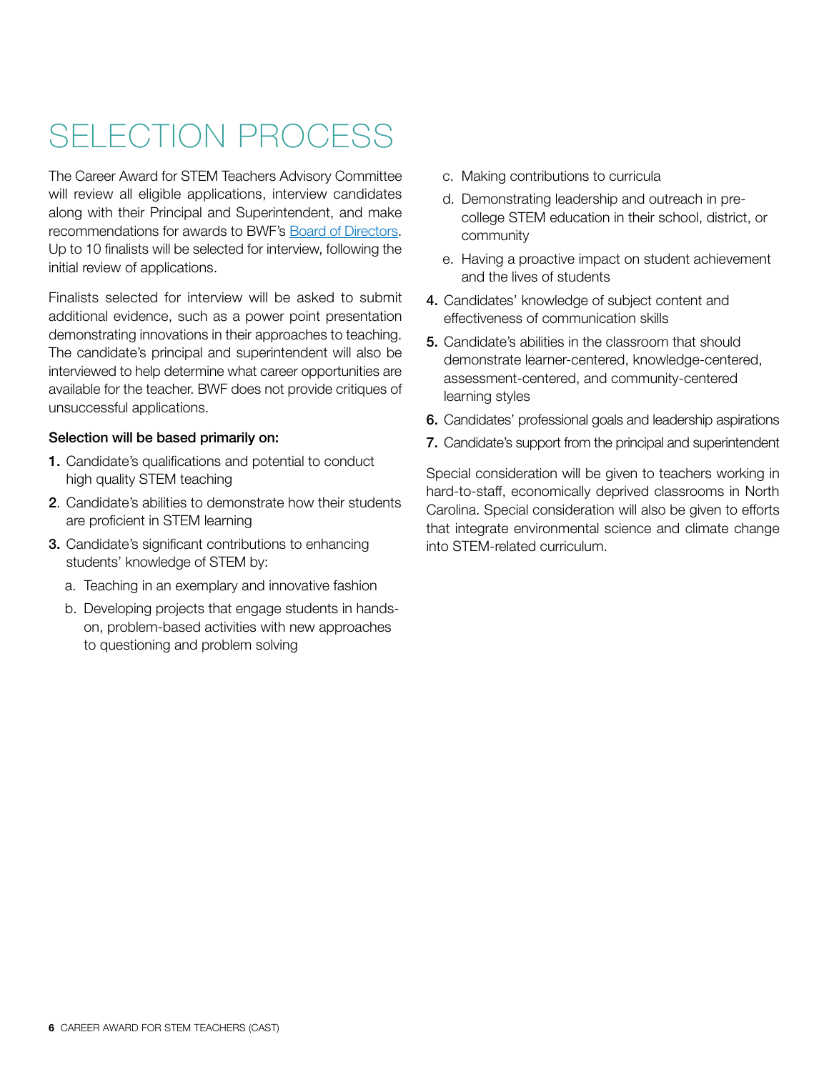# SELECTION PROCESS

The Career Award for STEM Teachers Advisory Committee will review all eligible applications, interview candidates along with their Principal and Superintendent, and make recommendations for awards to BWF's [Board of Directors](). Up to 10 finalists will be selected for interview, following the initial review of applications.

Finalists selected for interview will be asked to submit additional evidence, such as a power point presentation demonstrating innovations in their approaches to teaching. The candidate's principal and superintendent will also be interviewed to help determine what career opportunities are available for the teacher. BWF does not provide critiques of unsuccessful applications.

**Selection will be based primarily on:**

1. Candidate's qualifications and potential to conduct high quality STEM teaching
2. Candidate's abilities to demonstrate how their students are proficient in STEM learning
3. Candidate's significant contributions to enhancing students' knowledge of STEM by:
   a. Teaching in an exemplary and innovative fashion
   b. Developing projects that engage students in hands-on, problem-based activities with new approaches to questioning and problem solving
   c. Making contributions to curricula
   d. Demonstrating leadership and outreach in pre-college STEM education in their school, district, or community
   e. Having a proactive impact on student achievement and the lives of students
4. Candidates' knowledge of subject content and effectiveness of communication skills
5. Candidate's abilities in the classroom that should demonstrate learner-centered, knowledge-centered, assessment-centered, and community-centered learning styles
6. Candidates' professional goals and leadership aspirations
7. Candidate's support from the principal and superintendent

Special consideration will be given to teachers working in hard-to-staff, economically deprived classrooms in North Carolina. Special consideration will also be given to efforts that integrate environmental science and climate change into STEM-related curriculum.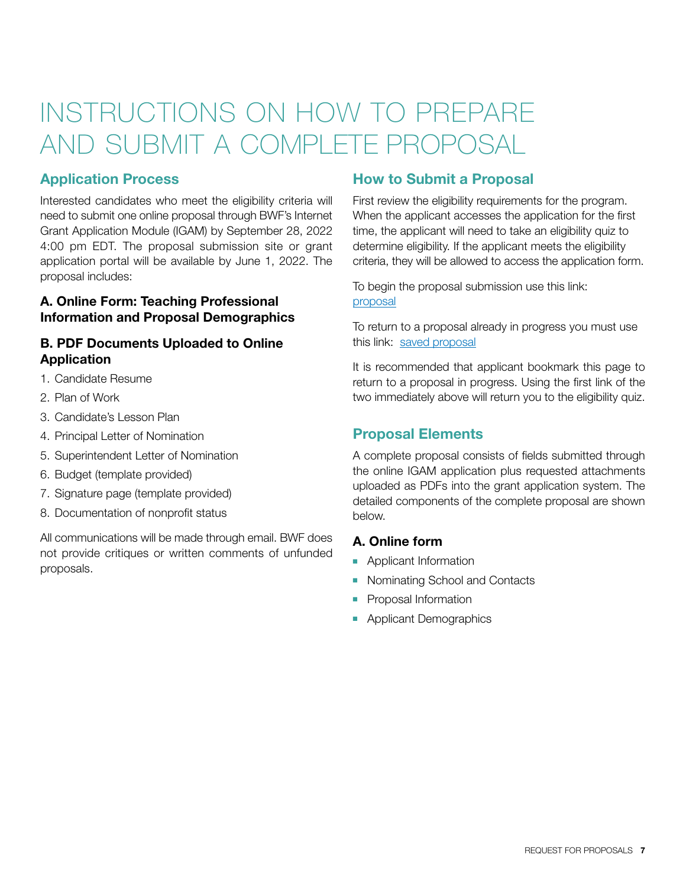# INSTRUCTIONS ON HOW TO PREPARE AND SUBMIT A COMPLETE PROPOSAL

## Application Process

Interested candidates who meet the eligibility criteria will need to submit one online proposal through BWF's Internet Grant Application Module (IGAM) by September 28, 2022 4:00 pm EDT. The proposal submission site or grant application portal will be available by June 1, 2022. The proposal includes:

### A. Online Form: Teaching Professional Information and Proposal Demographics

### B. PDF Documents Uploaded to Online Application

1. Candidate Resume
2. Plan of Work
3. Candidate's Lesson Plan
4. Principal Letter of Nomination
5. Superintendent Letter of Nomination
6. Budget (template provided)
7. Signature page (template provided)
8. Documentation of nonprofit status

All communications will be made through email. BWF does not provide critiques or written comments of unfunded proposals.

## How to Submit a Proposal

First review the eligibility requirements for the program. When the applicant accesses the application for the first time, the applicant will need to take an eligibility quiz to determine eligibility. If the applicant meets the eligibility criteria, they will be allowed to access the application form.

To begin the proposal submission use this link: proposal

To return to a proposal already in progress you must use this link: saved proposal

It is recommended that applicant bookmark this page to return to a proposal in progress. Using the first link of the two immediately above will return you to the eligibility quiz.

## Proposal Elements

A complete proposal consists of fields submitted through the online IGAM application plus requested attachments uploaded as PDFs into the grant application system. The detailed components of the complete proposal are shown below.

### A. Online form

- Applicant Information
- Nominating School and Contacts
- Proposal Information
- Applicant Demographics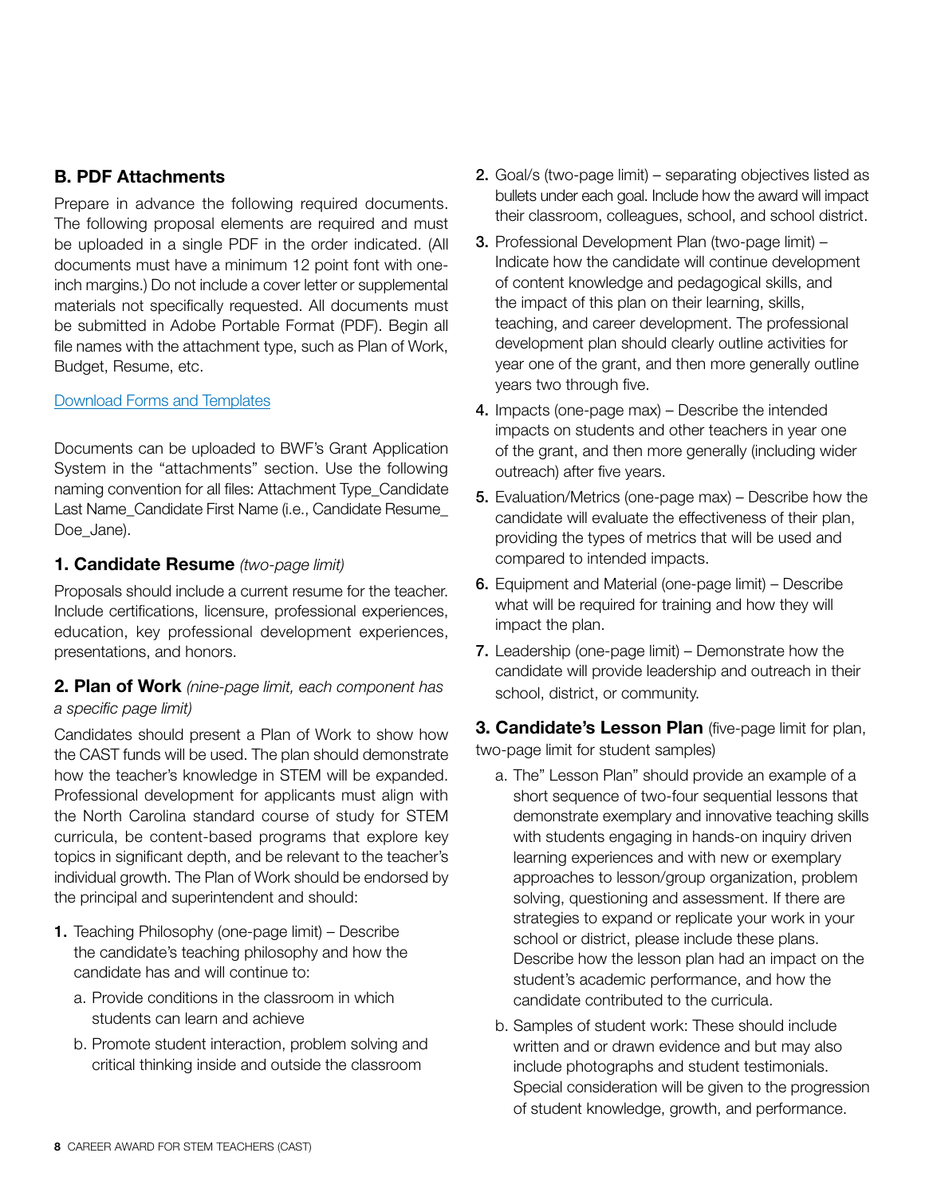## B. PDF Attachments

Prepare in advance the following required documents. The following proposal elements are required and must be uploaded in a single PDF in the order indicated. (All documents must have a minimum 12 point font with one-inch margins.) Do not include a cover letter or supplemental materials not specifically requested. All documents must be submitted in Adobe Portable Format (PDF). Begin all file names with the attachment type, such as Plan of Work, Budget, Resume, etc.

[Download Forms and Templates]

Documents can be uploaded to BWF's Grant Application System in the "attachments" section. Use the following naming convention for all files: Attachment Type_Candidate Last Name_Candidate First Name (i.e., Candidate Resume_Doe_Jane).

### 1. Candidate Resume *(two-page limit)*

Proposals should include a current resume for the teacher. Include certifications, licensure, professional experiences, education, key professional development experiences, presentations, and honors.

### 2. Plan of Work *(nine-page limit, each component has a specific page limit)*

Candidates should present a Plan of Work to show how the CAST funds will be used. The plan should demonstrate how the teacher's knowledge in STEM will be expanded. Professional development for applicants must align with the North Carolina standard course of study for STEM curricula, be content-based programs that explore key topics in significant depth, and be relevant to the teacher's individual growth. The Plan of Work should be endorsed by the principal and superintendent and should:

1. Teaching Philosophy (one-page limit) – Describe the candidate's teaching philosophy and how the candidate has and will continue to:
   a. Provide conditions in the classroom in which students can learn and achieve
   b. Promote student interaction, problem solving and critical thinking inside and outside the classroom
2. Goal/s (two-page limit) – separating objectives listed as bullets under each goal. Include how the award will impact their classroom, colleagues, school, and school district.
3. Professional Development Plan (two-page limit) – Indicate how the candidate will continue development of content knowledge and pedagogical skills, and the impact of this plan on their learning, skills, teaching, and career development. The professional development plan should clearly outline activities for year one of the grant, and then more generally outline years two through five.
4. Impacts (one-page max) – Describe the intended impacts on students and other teachers in year one of the grant, and then more generally (including wider outreach) after five years.
5. Evaluation/Metrics (one-page max) – Describe how the candidate will evaluate the effectiveness of their plan, providing the types of metrics that will be used and compared to intended impacts.
6. Equipment and Material (one-page limit) – Describe what will be required for training and how they will impact the plan.
7. Leadership (one-page limit) – Demonstrate how the candidate will provide leadership and outreach in their school, district, or community.

### 3. Candidate's Lesson Plan (five-page limit for plan, two-page limit for student samples)

a. The" Lesson Plan" should provide an example of a short sequence of two-four sequential lessons that demonstrate exemplary and innovative teaching skills with students engaging in hands-on inquiry driven learning experiences and with new or exemplary approaches to lesson/group organization, problem solving, questioning and assessment. If there are strategies to expand or replicate your work in your school or district, please include these plans. Describe how the lesson plan had an impact on the student's academic performance, and how the candidate contributed to the curricula.

b. Samples of student work: These should include written and or drawn evidence and but may also include photographs and student testimonials. Special consideration will be given to the progression of student knowledge, growth, and performance.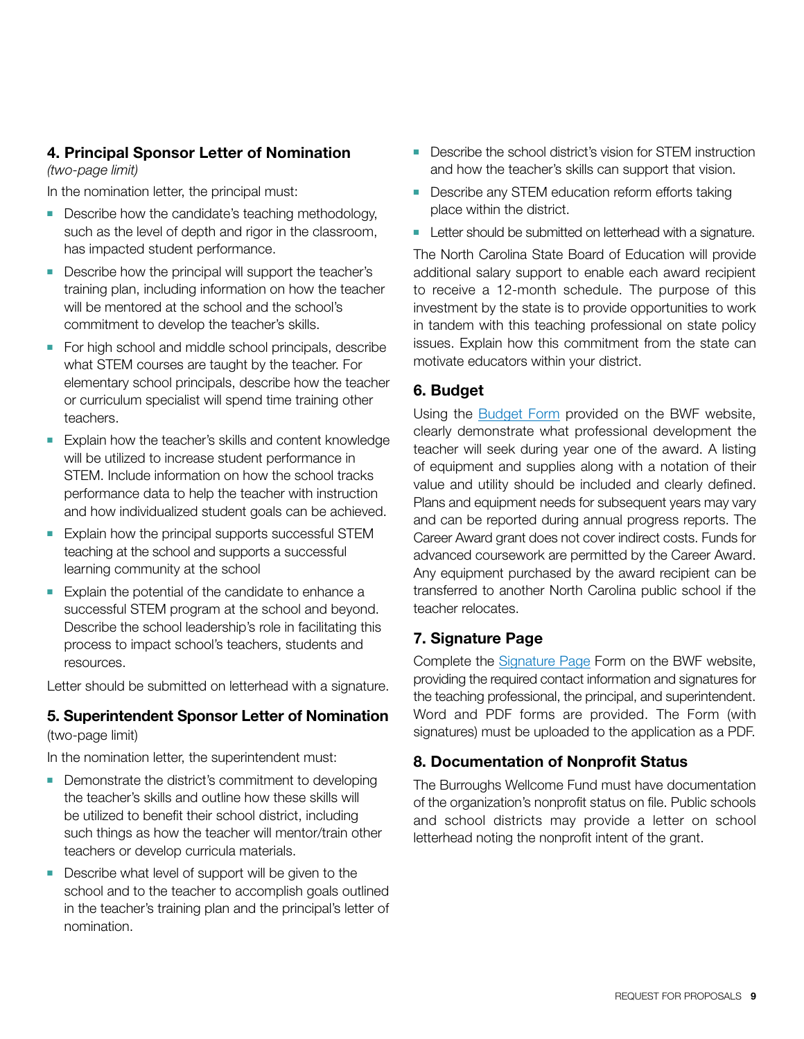### 4. Principal Sponsor Letter of Nomination

*(two-page limit)*

In the nomination letter, the principal must:

- Describe how the candidate's teaching methodology, such as the level of depth and rigor in the classroom, has impacted student performance.
- Describe how the principal will support the teacher's training plan, including information on how the teacher will be mentored at the school and the school's commitment to develop the teacher's skills.
- For high school and middle school principals, describe what STEM courses are taught by the teacher. For elementary school principals, describe how the teacher or curriculum specialist will spend time training other teachers.
- Explain how the teacher's skills and content knowledge will be utilized to increase student performance in STEM. Include information on how the school tracks performance data to help the teacher with instruction and how individualized student goals can be achieved.
- Explain how the principal supports successful STEM teaching at the school and supports a successful learning community at the school
- Explain the potential of the candidate to enhance a successful STEM program at the school and beyond. Describe the school leadership's role in facilitating this process to impact school's teachers, students and resources.

Letter should be submitted on letterhead with a signature.

### 5. Superintendent Sponsor Letter of Nomination

(two-page limit)

In the nomination letter, the superintendent must:

- Demonstrate the district's commitment to developing the teacher's skills and outline how these skills will be utilized to benefit their school district, including such things as how the teacher will mentor/train other teachers or develop curricula materials.
- Describe what level of support will be given to the school and to the teacher to accomplish goals outlined in the teacher's training plan and the principal's letter of nomination.
- Describe the school district's vision for STEM instruction and how the teacher's skills can support that vision.
- Describe any STEM education reform efforts taking place within the district.
- Letter should be submitted on letterhead with a signature.

The North Carolina State Board of Education will provide additional salary support to enable each award recipient to receive a 12-month schedule. The purpose of this investment by the state is to provide opportunities to work in tandem with this teaching professional on state policy issues. Explain how this commitment from the state can motivate educators within your district.

### 6. Budget

Using the Budget Form provided on the BWF website, clearly demonstrate what professional development the teacher will seek during year one of the award. A listing of equipment and supplies along with a notation of their value and utility should be included and clearly defined. Plans and equipment needs for subsequent years may vary and can be reported during annual progress reports. The Career Award grant does not cover indirect costs. Funds for advanced coursework are permitted by the Career Award. Any equipment purchased by the award recipient can be transferred to another North Carolina public school if the teacher relocates.

### 7. Signature Page

Complete the Signature Page Form on the BWF website, providing the required contact information and signatures for the teaching professional, the principal, and superintendent. Word and PDF forms are provided. The Form (with signatures) must be uploaded to the application as a PDF.

### 8. Documentation of Nonprofit Status

The Burroughs Wellcome Fund must have documentation of the organization's nonprofit status on file. Public schools and school districts may provide a letter on school letterhead noting the nonprofit intent of the grant.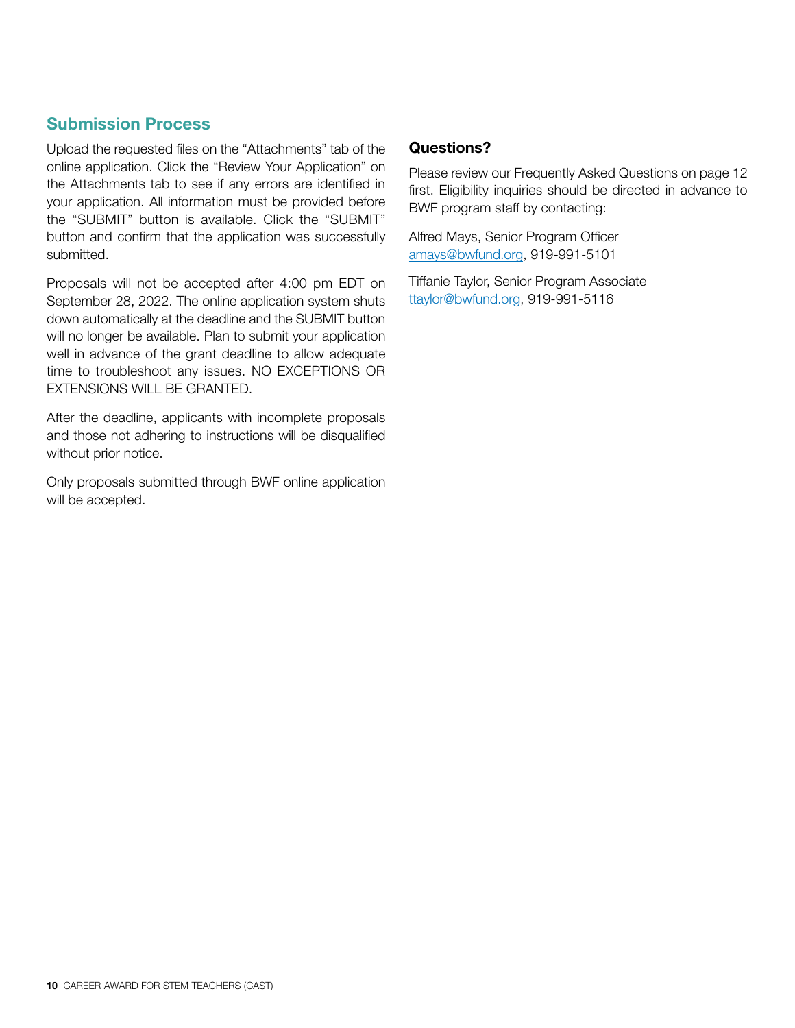## Submission Process

Upload the requested files on the "Attachments" tab of the online application. Click the "Review Your Application" on the Attachments tab to see if any errors are identified in your application. All information must be provided before the "SUBMIT" button is available. Click the "SUBMIT" button and confirm that the application was successfully submitted.

Proposals will not be accepted after 4:00 pm EDT on September 28, 2022. The online application system shuts down automatically at the deadline and the SUBMIT button will no longer be available. Plan to submit your application well in advance of the grant deadline to allow adequate time to troubleshoot any issues. NO EXCEPTIONS OR EXTENSIONS WILL BE GRANTED.

After the deadline, applicants with incomplete proposals and those not adhering to instructions will be disqualified without prior notice.

Only proposals submitted through BWF online application will be accepted.

### Questions?

Please review our Frequently Asked Questions on page 12 first. Eligibility inquiries should be directed in advance to BWF program staff by contacting:

Alfred Mays, Senior Program Officer
amays@bwfund.org, 919-991-5101

Tiffanie Taylor, Senior Program Associate
ttaylor@bwfund.org, 919-991-5116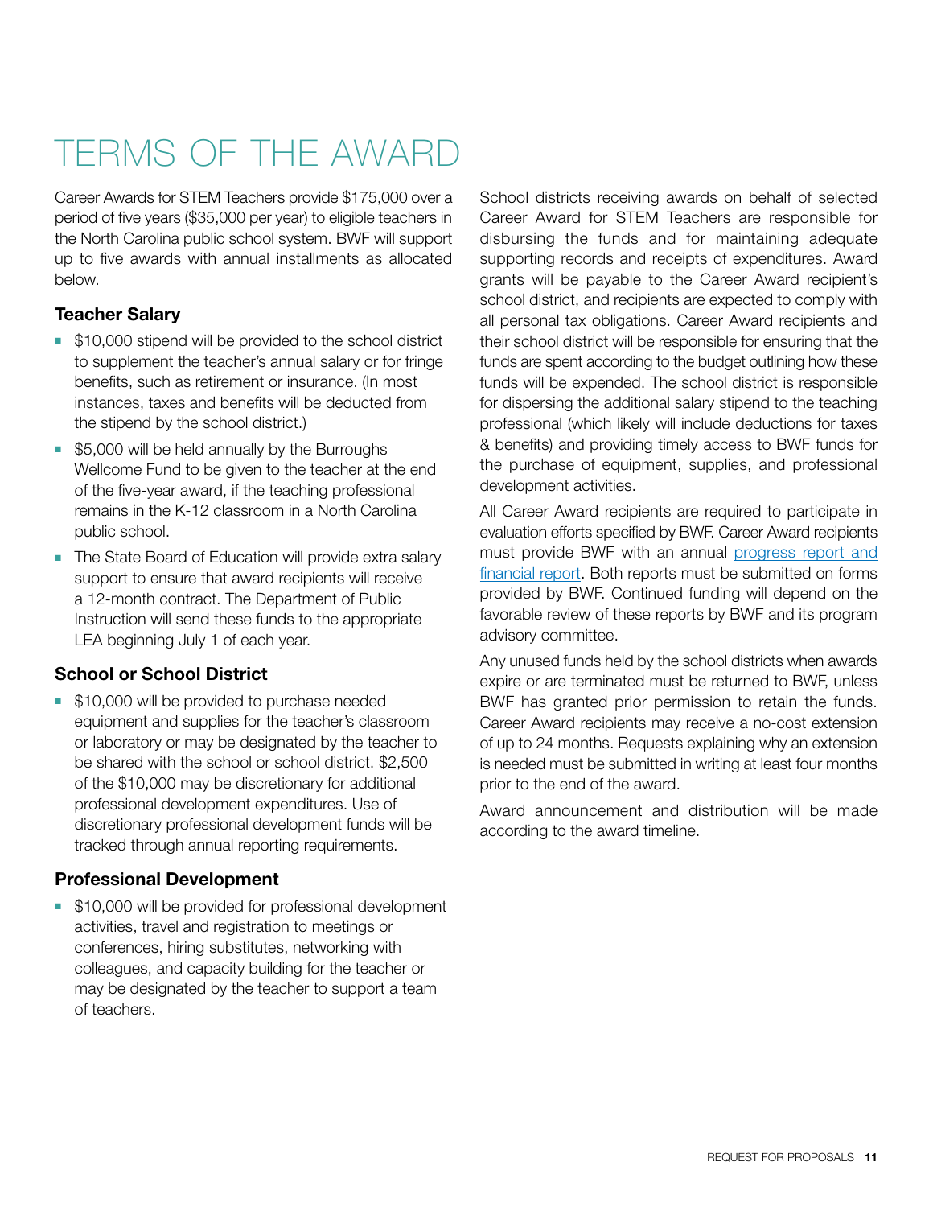# TERMS OF THE AWARD

Career Awards for STEM Teachers provide $175,000 over a period of five years ($35,000 per year) to eligible teachers in the North Carolina public school system. BWF will support up to five awards with annual installments as allocated below.

### Teacher Salary

- $10,000 stipend will be provided to the school district to supplement the teacher's annual salary or for fringe benefits, such as retirement or insurance. (In most instances, taxes and benefits will be deducted from the stipend by the school district.)
- $5,000 will be held annually by the Burroughs Wellcome Fund to be given to the teacher at the end of the five-year award, if the teaching professional remains in the K-12 classroom in a North Carolina public school.
- The State Board of Education will provide extra salary support to ensure that award recipients will receive a 12-month contract. The Department of Public Instruction will send these funds to the appropriate LEA beginning July 1 of each year.

### School or School District

- $10,000 will be provided to purchase needed equipment and supplies for the teacher's classroom or laboratory or may be designated by the teacher to be shared with the school or school district. $2,500 of the $10,000 may be discretionary for additional professional development expenditures. Use of discretionary professional development funds will be tracked through annual reporting requirements.

### Professional Development

- $10,000 will be provided for professional development activities, travel and registration to meetings or conferences, hiring substitutes, networking with colleagues, and capacity building for the teacher or may be designated by the teacher to support a team of teachers.

School districts receiving awards on behalf of selected Career Award for STEM Teachers are responsible for disbursing the funds and for maintaining adequate supporting records and receipts of expenditures. Award grants will be payable to the Career Award recipient's school district, and recipients are expected to comply with all personal tax obligations. Career Award recipients and their school district will be responsible for ensuring that the funds are spent according to the budget outlining how these funds will be expended. The school district is responsible for dispersing the additional salary stipend to the teaching professional (which likely will include deductions for taxes & benefits) and providing timely access to BWF funds for the purchase of equipment, supplies, and professional development activities.

All Career Award recipients are required to participate in evaluation efforts specified by BWF. Career Award recipients must provide BWF with an annual progress report and financial report. Both reports must be submitted on forms provided by BWF. Continued funding will depend on the favorable review of these reports by BWF and its program advisory committee.

Any unused funds held by the school districts when awards expire or are terminated must be returned to BWF, unless BWF has granted prior permission to retain the funds. Career Award recipients may receive a no-cost extension of up to 24 months. Requests explaining why an extension is needed must be submitted in writing at least four months prior to the end of the award.

Award announcement and distribution will be made according to the award timeline.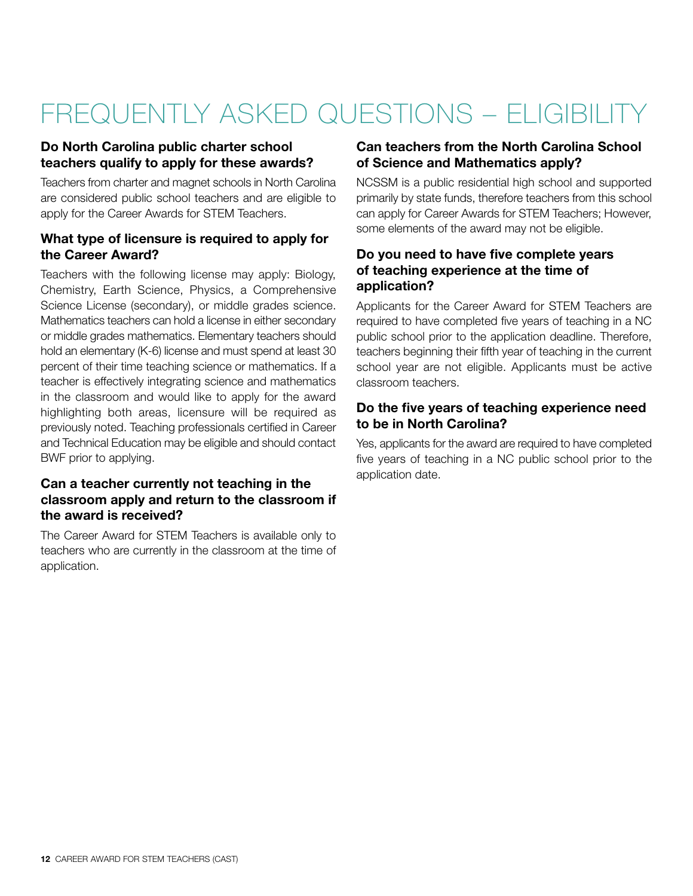# FREQUENTLY ASKED QUESTIONS – ELIGIBILITY

### Do North Carolina public charter school teachers qualify to apply for these awards?

Teachers from charter and magnet schools in North Carolina are considered public school teachers and are eligible to apply for the Career Awards for STEM Teachers.

### What type of licensure is required to apply for the Career Award?

Teachers with the following license may apply: Biology, Chemistry, Earth Science, Physics, a Comprehensive Science License (secondary), or middle grades science. Mathematics teachers can hold a license in either secondary or middle grades mathematics. Elementary teachers should hold an elementary (K-6) license and must spend at least 30 percent of their time teaching science or mathematics. If a teacher is effectively integrating science and mathematics in the classroom and would like to apply for the award highlighting both areas, licensure will be required as previously noted. Teaching professionals certified in Career and Technical Education may be eligible and should contact BWF prior to applying.

### Can a teacher currently not teaching in the classroom apply and return to the classroom if the award is received?

The Career Award for STEM Teachers is available only to teachers who are currently in the classroom at the time of application.

### Can teachers from the North Carolina School of Science and Mathematics apply?

NCSSM is a public residential high school and supported primarily by state funds, therefore teachers from this school can apply for Career Awards for STEM Teachers; However, some elements of the award may not be eligible.

### Do you need to have five complete years of teaching experience at the time of application?

Applicants for the Career Award for STEM Teachers are required to have completed five years of teaching in a NC public school prior to the application deadline. Therefore, teachers beginning their fifth year of teaching in the current school year are not eligible. Applicants must be active classroom teachers.

### Do the five years of teaching experience need to be in North Carolina?

Yes, applicants for the award are required to have completed five years of teaching in a NC public school prior to the application date.